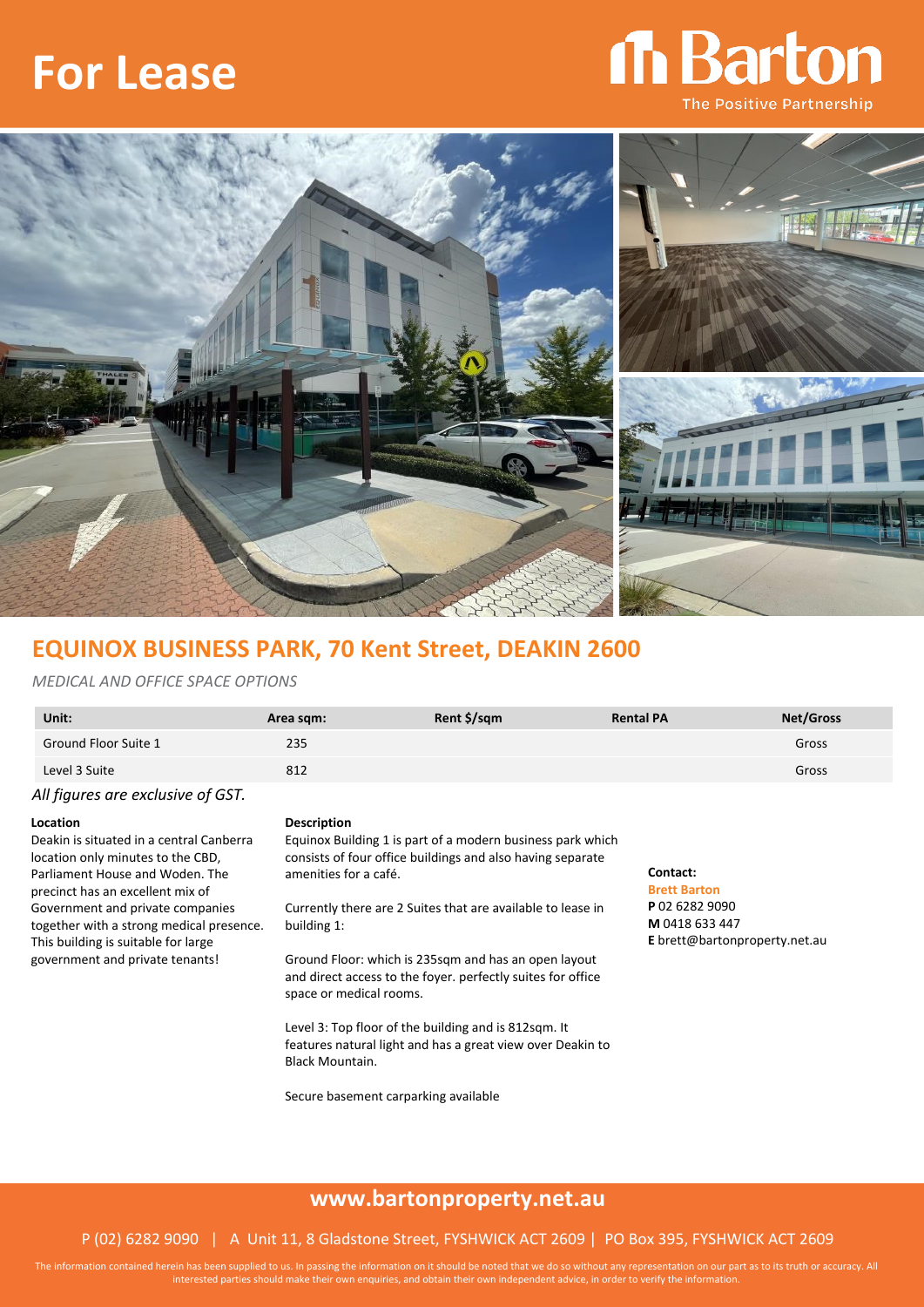# For Lease

Barton
The Positive Partnership

## EQUINOX BUSINESS PARK, 70 Kent Street, DEAKIN 2600

*MEDICAL AND OFFICE SPACE OPTIONS*

| Unit: | Area sqm: | Rent $/sqm | Rental PA | Net/Gross |
|---|---|---|---|---|
| Ground Floor Suite 1 | 235 | | | Gross |
| Level 3 Suite | 812 | | | Gross |

*All figures are exclusive of GST.*

**Location**

Deakin is situated in a central Canberra location only minutes to the CBD, Parliament House and Woden. The precinct has an excellent mix of Government and private companies together with a strong medical presence. This building is suitable for large government and private tenants!

**Description**

Equinox Building 1 is part of a modern business park which consists of four office buildings and also having separate amenities for a café.

Currently there are 2 Suites that are available to lease in building 1:

Ground Floor: which is 235sqm and has an open layout and direct access to the foyer. perfectly suites for office space or medical rooms.

Level 3: Top floor of the building and is 812sqm. It features natural light and has a great view over Deakin to Black Mountain.

Secure basement carparking available

**Contact:**
**Brett Barton**
**P** 02 6282 9090
**M** 0418 633 447
**E** brett@bartonproperty.net.au

**www.bartonproperty.net.au**

P (02) 6282 9090 | A Unit 11, 8 Gladstone Street, FYSHWICK ACT 2609 | PO Box 395, FYSHWICK ACT 2609

The information contained herein has been supplied to us. In passing the information on it should be noted that we do so without any representation on our part as to its truth or accuracy. All interested parties should make their own enquiries, and obtain their own independent advice, in order to verify the information.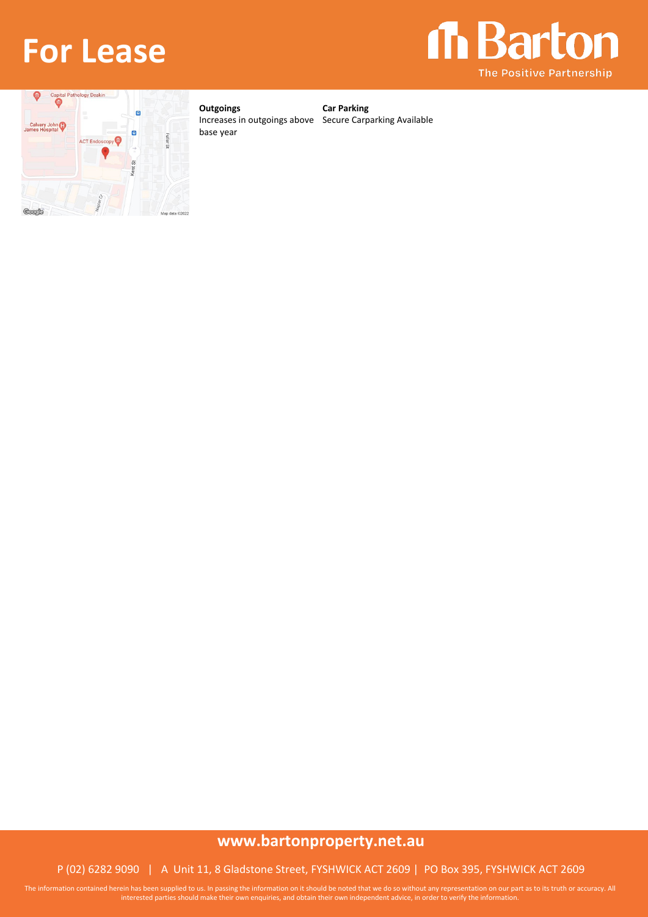# For Lease

**Outgoings**
Increases in outgoings above base year

**Car Parking**
Secure Carparking Available

**www.bartonproperty.net.au**

P (02) 6282 9090 | A Unit 11, 8 Gladstone Street, FYSHWICK ACT 2609 | PO Box 395, FYSHWICK ACT 2609

The information contained herein has been supplied to us. In passing the information on it should be noted that we do so without any representation on our part as to its truth or accuracy. All interested parties should make their own enquiries, and obtain their own independent advice, in order to verify the information.